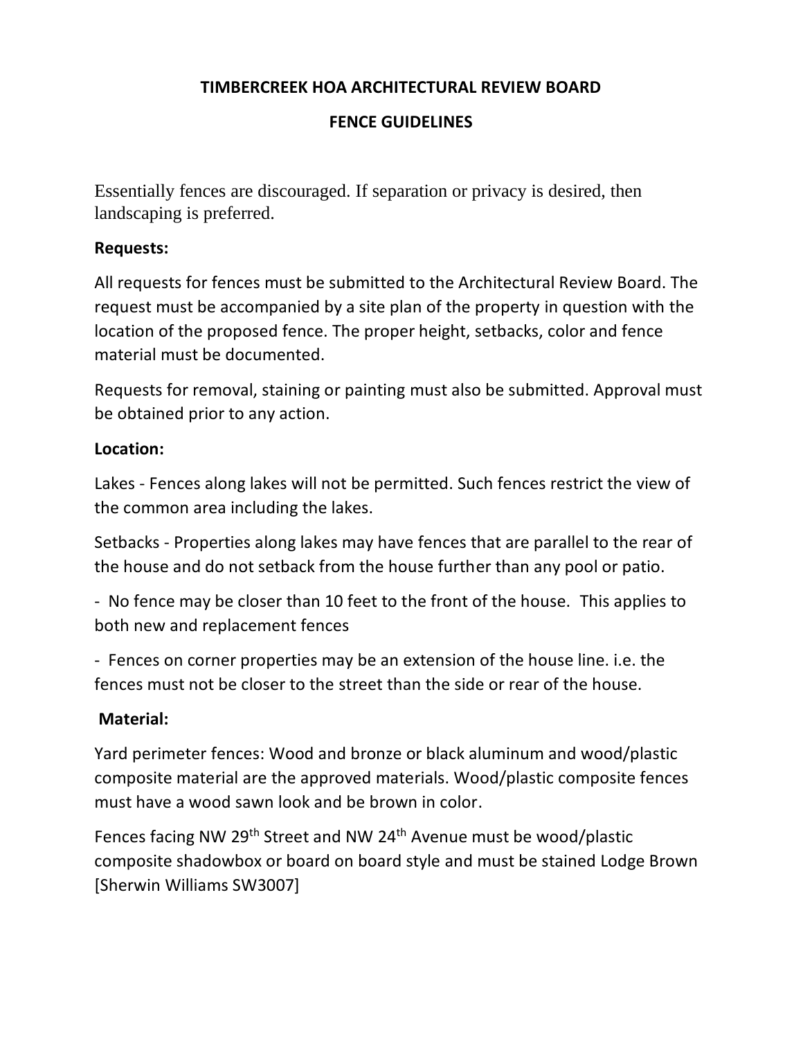# TIMBERCREEK HOA ARCHITECTURAL REVIEW BOARD

## FENCE GUIDELINES

Essentially fences are discouraged. If separation or privacy is desired, then landscaping is preferred.

**Requests:**

All requests for fences must be submitted to the Architectural Review Board. The request must be accompanied by a site plan of the property in question with the location of the proposed fence. The proper height, setbacks, color and fence material must be documented.

Requests for removal, staining or painting must also be submitted. Approval must be obtained prior to any action.

**Location:**

Lakes - Fences along lakes will not be permitted. Such fences restrict the view of the common area including the lakes.

Setbacks - Properties along lakes may have fences that are parallel to the rear of the house and do not setback from the house further than any pool or patio.

- No fence may be closer than 10 feet to the front of the house. This applies to both new and replacement fences
- Fences on corner properties may be an extension of the house line. i.e. the fences must not be closer to the street than the side or rear of the house.

**Material:**

Yard perimeter fences: Wood and bronze or black aluminum and wood/plastic composite material are the approved materials. Wood/plastic composite fences must have a wood sawn look and be brown in color.

Fences facing NW 29th Street and NW 24th Avenue must be wood/plastic composite shadowbox or board on board style and must be stained Lodge Brown [Sherwin Williams SW3007]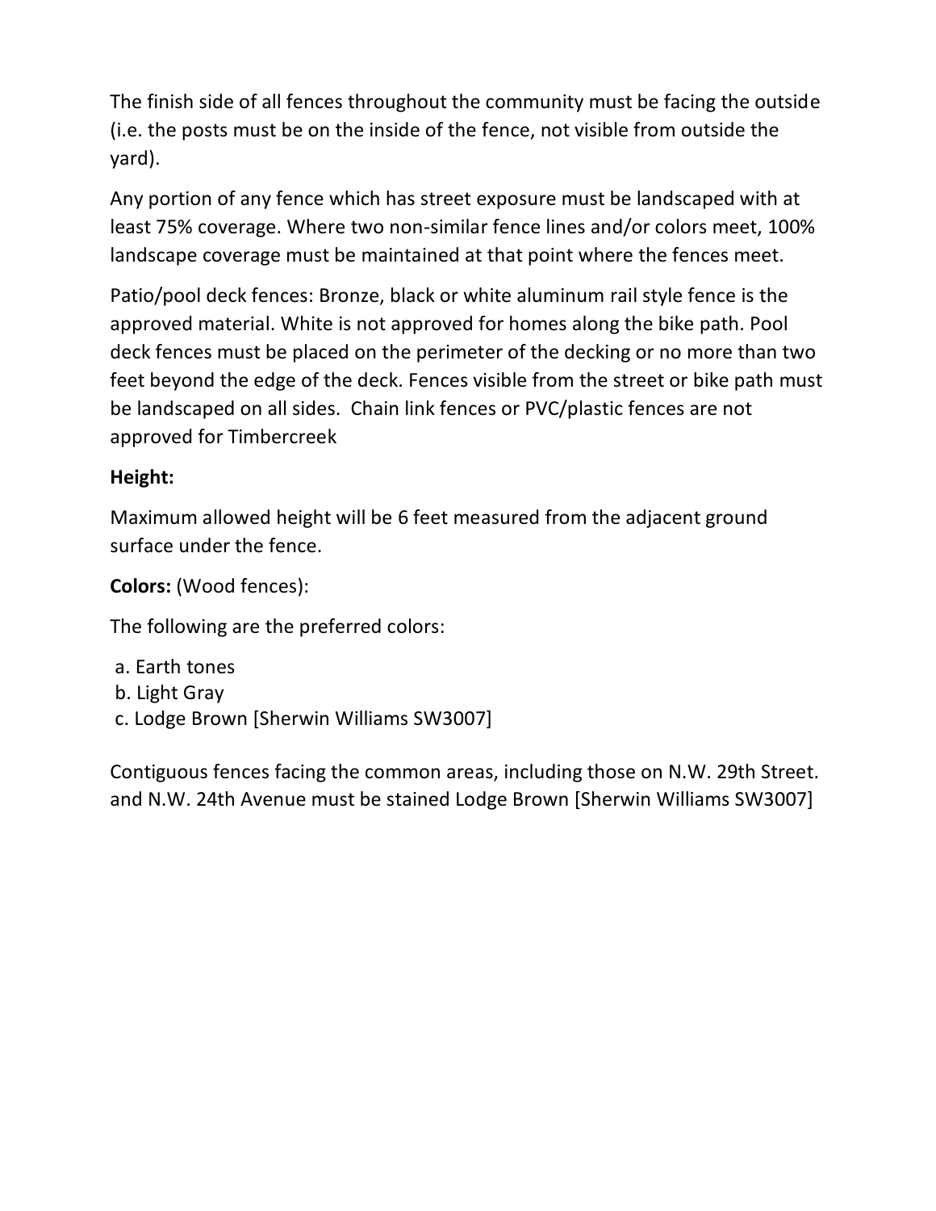The finish side of all fences throughout the community must be facing the outside (i.e. the posts must be on the inside of the fence, not visible from outside the yard).

Any portion of any fence which has street exposure must be landscaped with at least 75% coverage. Where two non-similar fence lines and/or colors meet, 100% landscape coverage must be maintained at that point where the fences meet.

Patio/pool deck fences: Bronze, black or white aluminum rail style fence is the approved material. White is not approved for homes along the bike path. Pool deck fences must be placed on the perimeter of the decking or no more than two feet beyond the edge of the deck. Fences visible from the street or bike path must be landscaped on all sides. Chain link fences or PVC/plastic fences are not approved for Timbercreek

**Height:**

Maximum allowed height will be 6 feet measured from the adjacent ground surface under the fence.

**Colors:** (Wood fences):

The following are the preferred colors:

a. Earth tones
b. Light Gray
c. Lodge Brown [Sherwin Williams SW3007]

Contiguous fences facing the common areas, including those on N.W. 29th Street. and N.W. 24th Avenue must be stained Lodge Brown [Sherwin Williams SW3007]